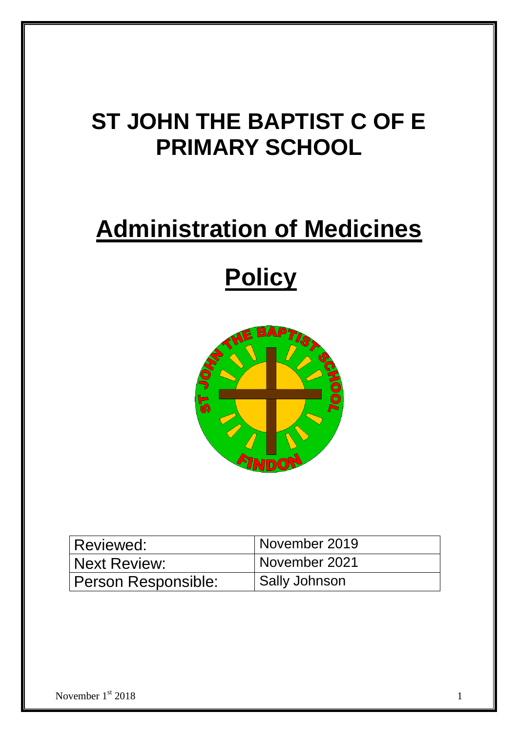# ST JOHN THE BAPTIST C OF E PRIMARY SCHOOL

# Administration of Medicines Policy

| Reviewed: | November 2019 |
|---|---|
| Next Review: | November 2021 |
| Person Responsible: | Sally Johnson |

November 1st 2018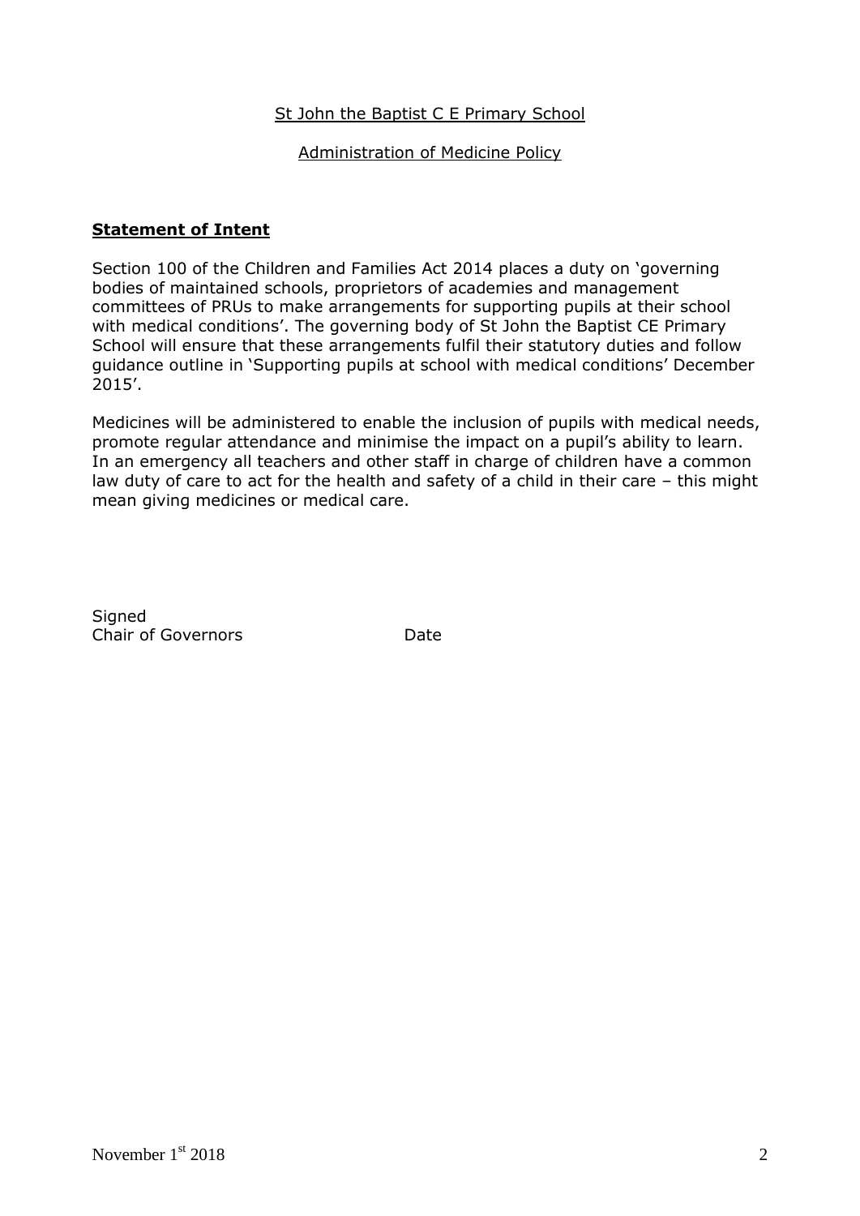St John the Baptist C E Primary School

Administration of Medicine Policy

## Statement of Intent

Section 100 of the Children and Families Act 2014 places a duty on 'governing bodies of maintained schools, proprietors of academies and management committees of PRUs to make arrangements for supporting pupils at their school with medical conditions'. The governing body of St John the Baptist CE Primary School will ensure that these arrangements fulfil their statutory duties and follow guidance outline in 'Supporting pupils at school with medical conditions' December 2015'.

Medicines will be administered to enable the inclusion of pupils with medical needs, promote regular attendance and minimise the impact on a pupil's ability to learn. In an emergency all teachers and other staff in charge of children have a common law duty of care to act for the health and safety of a child in their care – this might mean giving medicines or medical care.

Signed
Chair of Governors　　　　　Date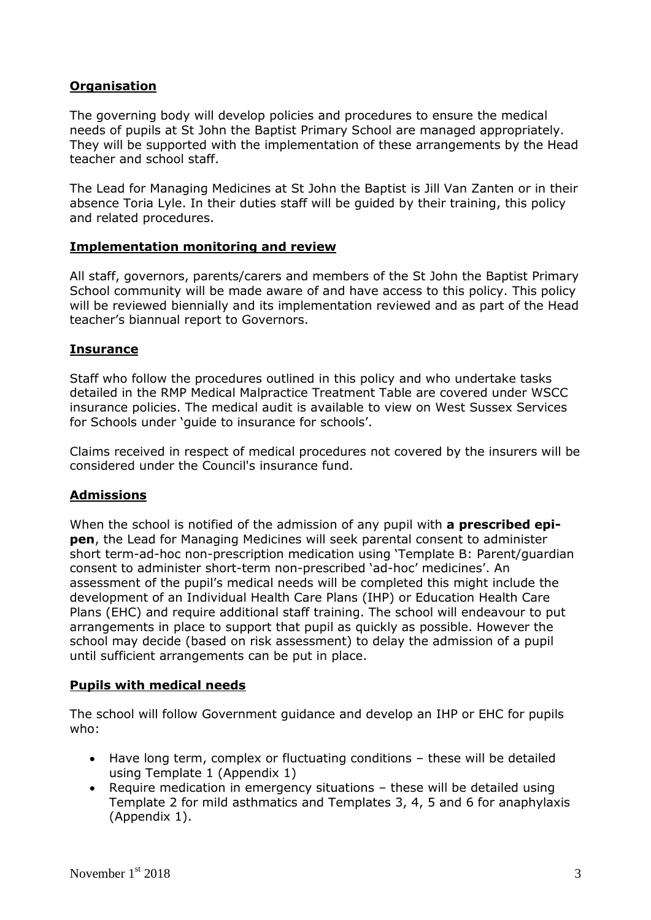**Organisation**

The governing body will develop policies and procedures to ensure the medical needs of pupils at St John the Baptist Primary School are managed appropriately. They will be supported with the implementation of these arrangements by the Head teacher and school staff.

The Lead for Managing Medicines at St John the Baptist is Jill Van Zanten or in their absence Toria Lyle. In their duties staff will be guided by their training, this policy and related procedures.

**Implementation monitoring and review**

All staff, governors, parents/carers and members of the St John the Baptist Primary School community will be made aware of and have access to this policy. This policy will be reviewed biennially and its implementation reviewed and as part of the Head teacher's biannual report to Governors.

**Insurance**

Staff who follow the procedures outlined in this policy and who undertake tasks detailed in the RMP Medical Malpractice Treatment Table are covered under WSCC insurance policies. The medical audit is available to view on West Sussex Services for Schools under 'guide to insurance for schools'.

Claims received in respect of medical procedures not covered by the insurers will be considered under the Council's insurance fund.

**Admissions**

When the school is notified of the admission of any pupil with **a prescribed epi-pen**, the Lead for Managing Medicines will seek parental consent to administer short term-ad-hoc non-prescription medication using 'Template B: Parent/guardian consent to administer short-term non-prescribed 'ad-hoc' medicines'. An assessment of the pupil's medical needs will be completed this might include the development of an Individual Health Care Plans (IHP) or Education Health Care Plans (EHC) and require additional staff training. The school will endeavour to put arrangements in place to support that pupil as quickly as possible. However the school may decide (based on risk assessment) to delay the admission of a pupil until sufficient arrangements can be put in place.

**Pupils with medical needs**

The school will follow Government guidance and develop an IHP or EHC for pupils who:

- Have long term, complex or fluctuating conditions – these will be detailed using Template 1 (Appendix 1)
- Require medication in emergency situations – these will be detailed using Template 2 for mild asthmatics and Templates 3, 4, 5 and 6 for anaphylaxis (Appendix 1).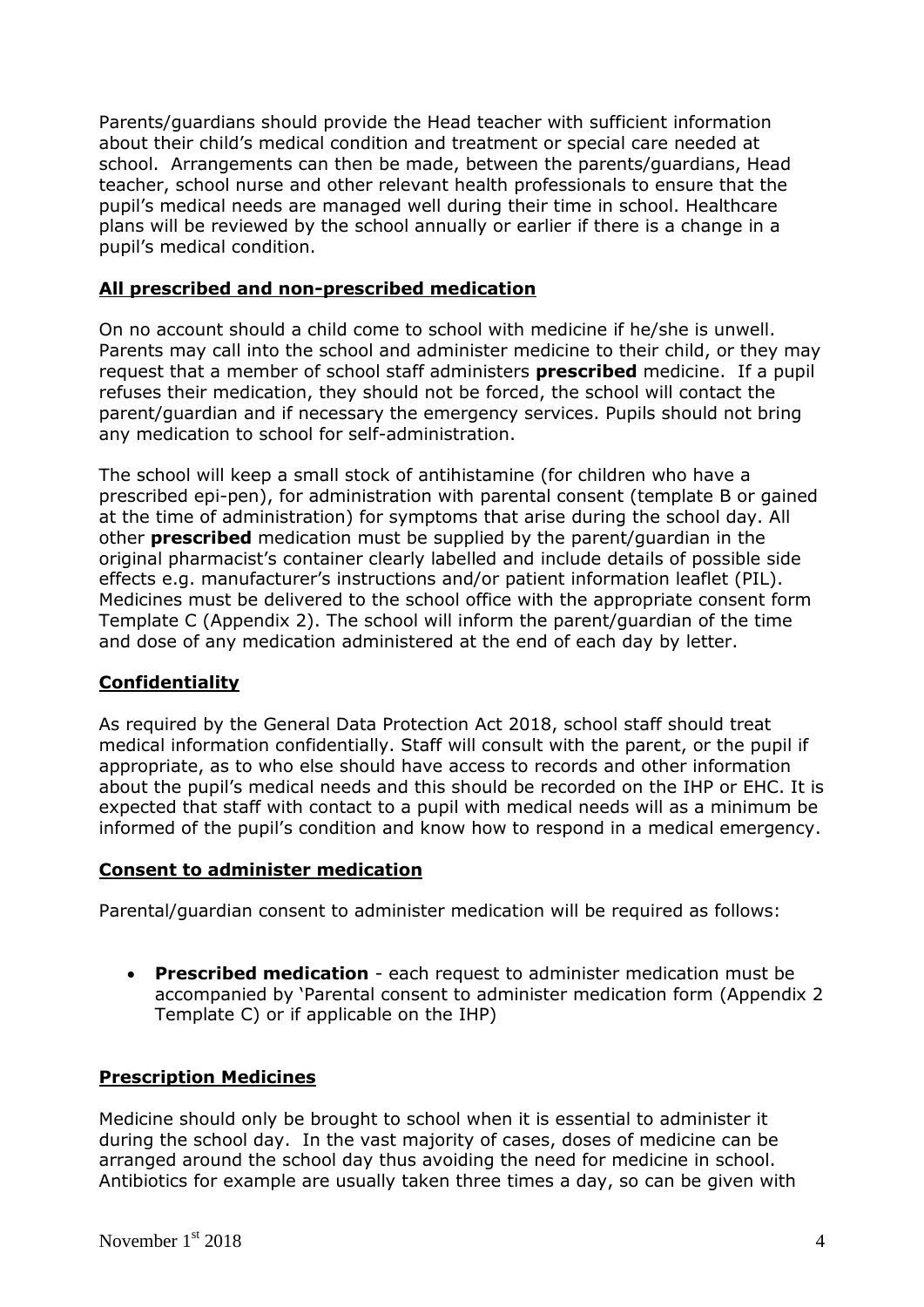Parents/guardians should provide the Head teacher with sufficient information about their child's medical condition and treatment or special care needed at school. Arrangements can then be made, between the parents/guardians, Head teacher, school nurse and other relevant health professionals to ensure that the pupil's medical needs are managed well during their time in school. Healthcare plans will be reviewed by the school annually or earlier if there is a change in a pupil's medical condition.

## **All prescribed and non-prescribed medication**

On no account should a child come to school with medicine if he/she is unwell. Parents may call into the school and administer medicine to their child, or they may request that a member of school staff administers **prescribed** medicine. If a pupil refuses their medication, they should not be forced, the school will contact the parent/guardian and if necessary the emergency services. Pupils should not bring any medication to school for self-administration.

The school will keep a small stock of antihistamine (for children who have a prescribed epi-pen), for administration with parental consent (template B or gained at the time of administration) for symptoms that arise during the school day. All other **prescribed** medication must be supplied by the parent/guardian in the original pharmacist's container clearly labelled and include details of possible side effects e.g. manufacturer's instructions and/or patient information leaflet (PIL). Medicines must be delivered to the school office with the appropriate consent form Template C (Appendix 2). The school will inform the parent/guardian of the time and dose of any medication administered at the end of each day by letter.

## **Confidentiality**

As required by the General Data Protection Act 2018, school staff should treat medical information confidentially. Staff will consult with the parent, or the pupil if appropriate, as to who else should have access to records and other information about the pupil's medical needs and this should be recorded on the IHP or EHC. It is expected that staff with contact to a pupil with medical needs will as a minimum be informed of the pupil's condition and know how to respond in a medical emergency.

## **Consent to administer medication**

Parental/guardian consent to administer medication will be required as follows:

- **Prescribed medication** - each request to administer medication must be accompanied by 'Parental consent to administer medication form (Appendix 2 Template C) or if applicable on the IHP)

## **Prescription Medicines**

Medicine should only be brought to school when it is essential to administer it during the school day. In the vast majority of cases, doses of medicine can be arranged around the school day thus avoiding the need for medicine in school. Antibiotics for example are usually taken three times a day, so can be given with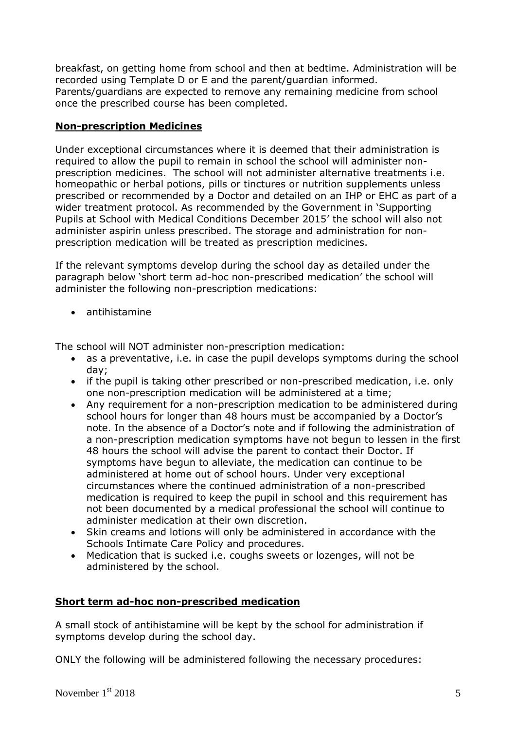breakfast, on getting home from school and then at bedtime. Administration will be recorded using Template D or E and the parent/guardian informed. Parents/guardians are expected to remove any remaining medicine from school once the prescribed course has been completed.

## Non-prescription Medicines

Under exceptional circumstances where it is deemed that their administration is required to allow the pupil to remain in school the school will administer non-prescription medicines. The school will not administer alternative treatments i.e. homeopathic or herbal potions, pills or tinctures or nutrition supplements unless prescribed or recommended by a Doctor and detailed on an IHP or EHC as part of a wider treatment protocol. As recommended by the Government in 'Supporting Pupils at School with Medical Conditions December 2015' the school will also not administer aspirin unless prescribed. The storage and administration for non-prescription medication will be treated as prescription medicines.

If the relevant symptoms develop during the school day as detailed under the paragraph below 'short term ad-hoc non-prescribed medication' the school will administer the following non-prescription medications:

- antihistamine

The school will NOT administer non-prescription medication:

- as a preventative, i.e. in case the pupil develops symptoms during the school day;
- if the pupil is taking other prescribed or non-prescribed medication, i.e. only one non-prescription medication will be administered at a time;
- Any requirement for a non-prescription medication to be administered during school hours for longer than 48 hours must be accompanied by a Doctor's note. In the absence of a Doctor's note and if following the administration of a non-prescription medication symptoms have not begun to lessen in the first 48 hours the school will advise the parent to contact their Doctor. If symptoms have begun to alleviate, the medication can continue to be administered at home out of school hours. Under very exceptional circumstances where the continued administration of a non-prescribed medication is required to keep the pupil in school and this requirement has not been documented by a medical professional the school will continue to administer medication at their own discretion.
- Skin creams and lotions will only be administered in accordance with the Schools Intimate Care Policy and procedures.
- Medication that is sucked i.e. coughs sweets or lozenges, will not be administered by the school.

## Short term ad-hoc non-prescribed medication

A small stock of antihistamine will be kept by the school for administration if symptoms develop during the school day.

ONLY the following will be administered following the necessary procedures: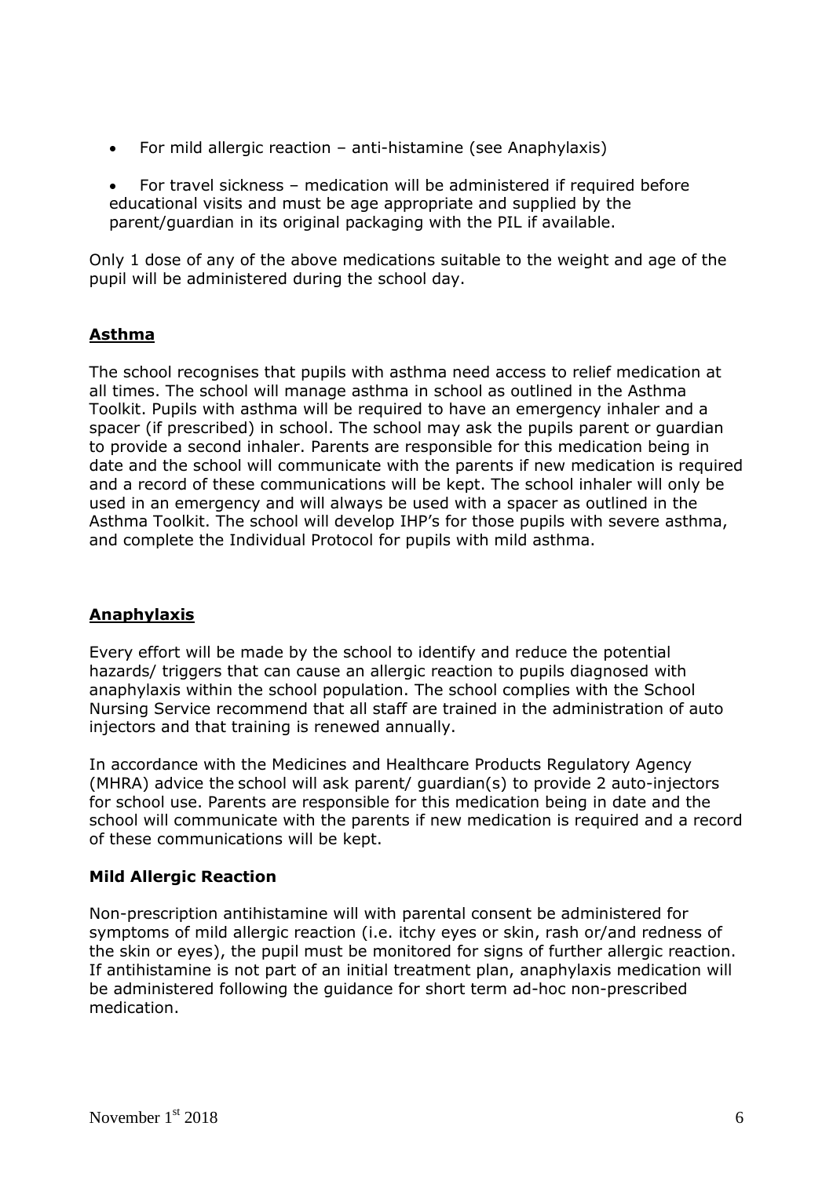- For mild allergic reaction – anti-histamine (see Anaphylaxis)

- For travel sickness – medication will be administered if required before educational visits and must be age appropriate and supplied by the parent/guardian in its original packaging with the PIL if available.

Only 1 dose of any of the above medications suitable to the weight and age of the pupil will be administered during the school day.

## **Asthma**

The school recognises that pupils with asthma need access to relief medication at all times. The school will manage asthma in school as outlined in the Asthma Toolkit. Pupils with asthma will be required to have an emergency inhaler and a spacer (if prescribed) in school. The school may ask the pupils parent or guardian to provide a second inhaler. Parents are responsible for this medication being in date and the school will communicate with the parents if new medication is required and a record of these communications will be kept. The school inhaler will only be used in an emergency and will always be used with a spacer as outlined in the Asthma Toolkit. The school will develop IHP's for those pupils with severe asthma, and complete the Individual Protocol for pupils with mild asthma.

## **Anaphylaxis**

Every effort will be made by the school to identify and reduce the potential hazards/ triggers that can cause an allergic reaction to pupils diagnosed with anaphylaxis within the school population. The school complies with the School Nursing Service recommend that all staff are trained in the administration of auto injectors and that training is renewed annually.

In accordance with the Medicines and Healthcare Products Regulatory Agency (MHRA) advice the school will ask parent/ guardian(s) to provide 2 auto-injectors for school use. Parents are responsible for this medication being in date and the school will communicate with the parents if new medication is required and a record of these communications will be kept.

### **Mild Allergic Reaction**

Non-prescription antihistamine will with parental consent be administered for symptoms of mild allergic reaction (i.e. itchy eyes or skin, rash or/and redness of the skin or eyes), the pupil must be monitored for signs of further allergic reaction. If antihistamine is not part of an initial treatment plan, anaphylaxis medication will be administered following the guidance for short term ad-hoc non-prescribed medication.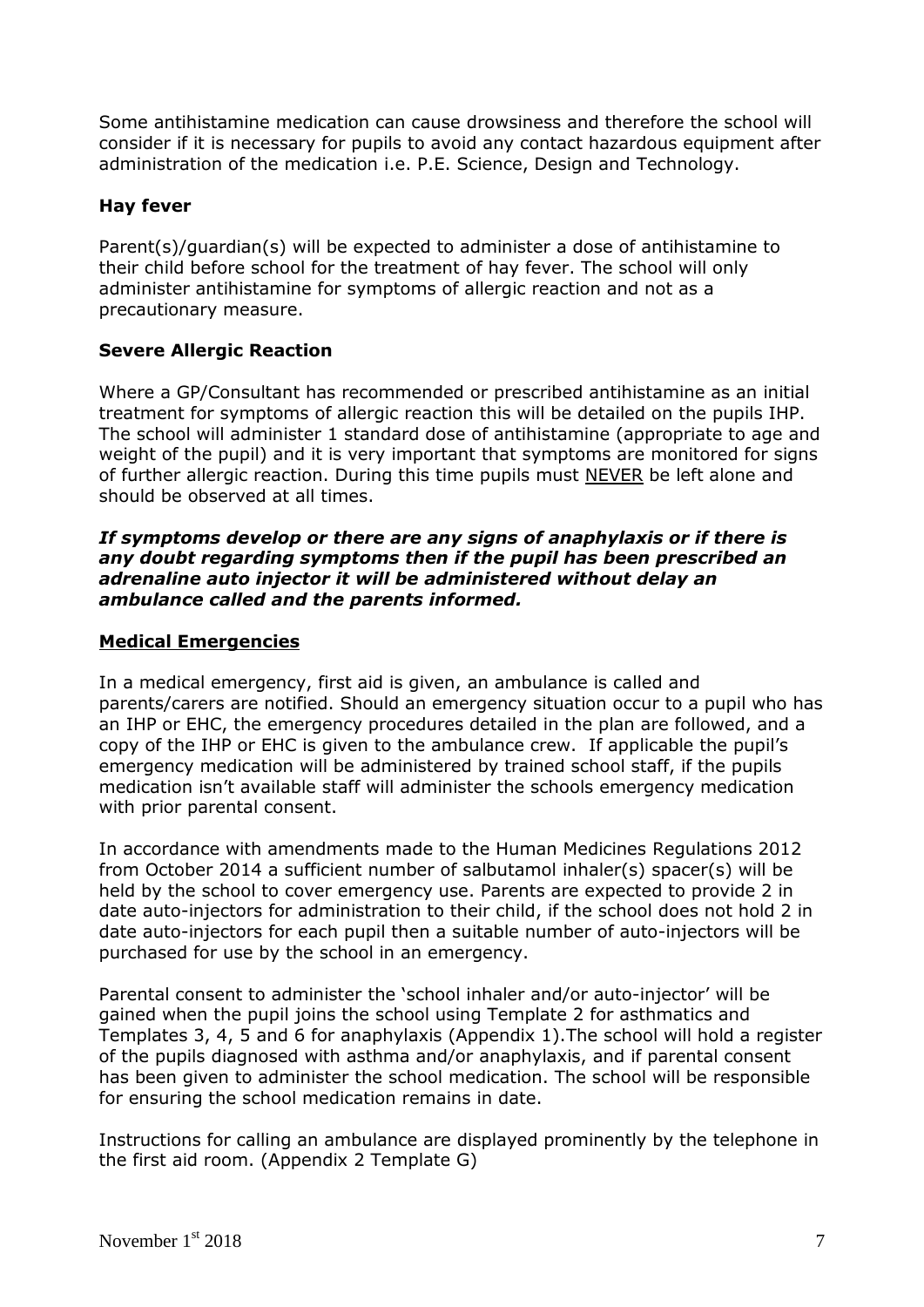Some antihistamine medication can cause drowsiness and therefore the school will consider if it is necessary for pupils to avoid any contact hazardous equipment after administration of the medication i.e. P.E. Science, Design and Technology.

### Hay fever

Parent(s)/guardian(s) will be expected to administer a dose of antihistamine to their child before school for the treatment of hay fever. The school will only administer antihistamine for symptoms of allergic reaction and not as a precautionary measure.

### Severe Allergic Reaction

Where a GP/Consultant has recommended or prescribed antihistamine as an initial treatment for symptoms of allergic reaction this will be detailed on the pupils IHP. The school will administer 1 standard dose of antihistamine (appropriate to age and weight of the pupil) and it is very important that symptoms are monitored for signs of further allergic reaction. During this time pupils must <u>NEVER</u> be left alone and should be observed at all times.

***If symptoms develop or there are any signs of anaphylaxis or if there is any doubt regarding symptoms then if the pupil has been prescribed an adrenaline auto injector it will be administered without delay an ambulance called and the parents informed.***

### <u>Medical Emergencies</u>

In a medical emergency, first aid is given, an ambulance is called and parents/carers are notified. Should an emergency situation occur to a pupil who has an IHP or EHC, the emergency procedures detailed in the plan are followed, and a copy of the IHP or EHC is given to the ambulance crew. If applicable the pupil's emergency medication will be administered by trained school staff, if the pupils medication isn't available staff will administer the schools emergency medication with prior parental consent.

In accordance with amendments made to the Human Medicines Regulations 2012 from October 2014 a sufficient number of salbutamol inhaler(s) spacer(s) will be held by the school to cover emergency use. Parents are expected to provide 2 in date auto-injectors for administration to their child, if the school does not hold 2 in date auto-injectors for each pupil then a suitable number of auto-injectors will be purchased for use by the school in an emergency.

Parental consent to administer the 'school inhaler and/or auto-injector' will be gained when the pupil joins the school using Template 2 for asthmatics and Templates 3, 4, 5 and 6 for anaphylaxis (Appendix 1).The school will hold a register of the pupils diagnosed with asthma and/or anaphylaxis, and if parental consent has been given to administer the school medication. The school will be responsible for ensuring the school medication remains in date.

Instructions for calling an ambulance are displayed prominently by the telephone in the first aid room. (Appendix 2 Template G)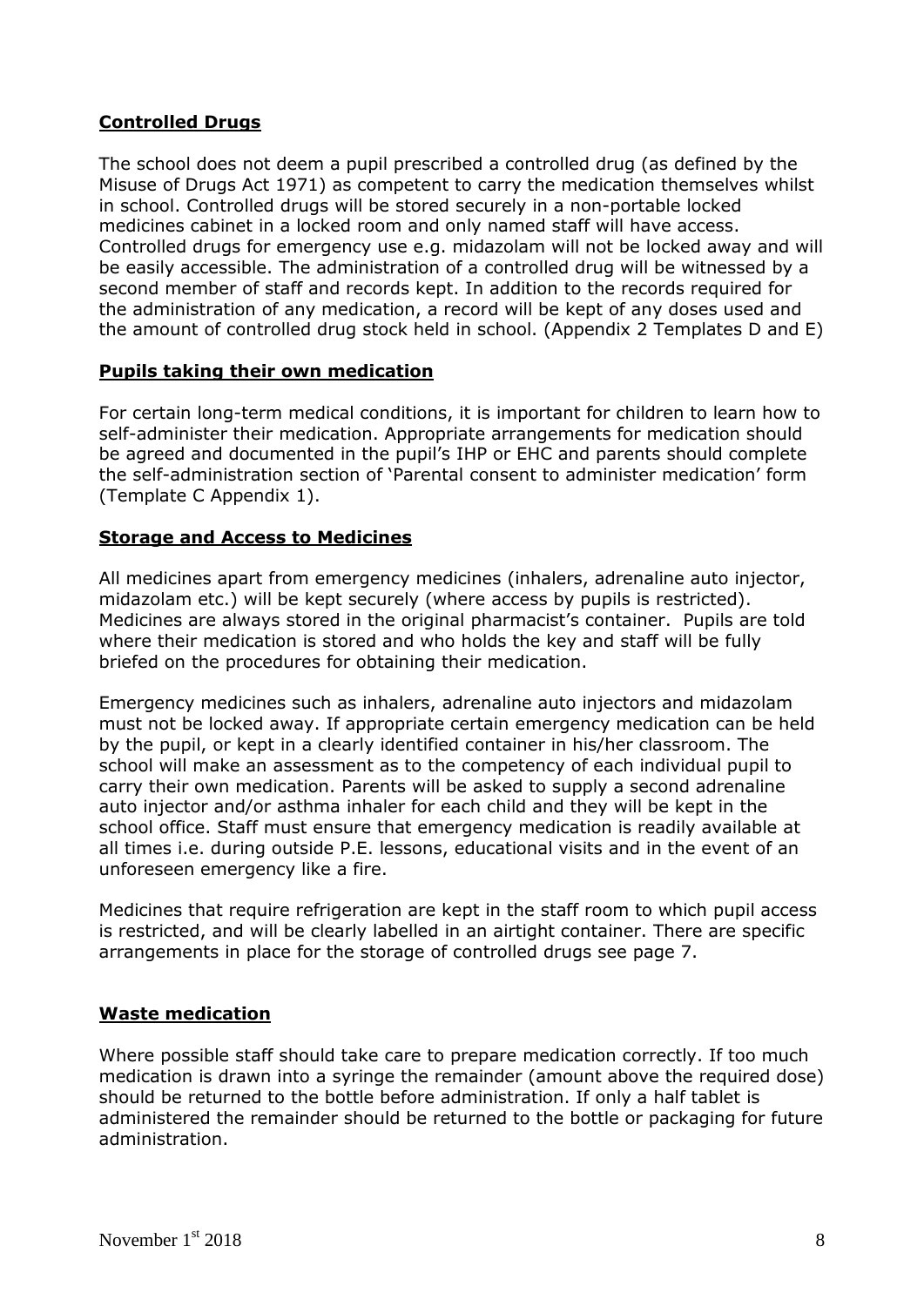## Controlled Drugs

The school does not deem a pupil prescribed a controlled drug (as defined by the Misuse of Drugs Act 1971) as competent to carry the medication themselves whilst in school. Controlled drugs will be stored securely in a non-portable locked medicines cabinet in a locked room and only named staff will have access. Controlled drugs for emergency use e.g. midazolam will not be locked away and will be easily accessible. The administration of a controlled drug will be witnessed by a second member of staff and records kept. In addition to the records required for the administration of any medication, a record will be kept of any doses used and the amount of controlled drug stock held in school. (Appendix 2 Templates D and E)

## Pupils taking their own medication

For certain long-term medical conditions, it is important for children to learn how to self-administer their medication. Appropriate arrangements for medication should be agreed and documented in the pupil's IHP or EHC and parents should complete the self-administration section of 'Parental consent to administer medication' form (Template C Appendix 1).

## Storage and Access to Medicines

All medicines apart from emergency medicines (inhalers, adrenaline auto injector, midazolam etc.) will be kept securely (where access by pupils is restricted). Medicines are always stored in the original pharmacist's container. Pupils are told where their medication is stored and who holds the key and staff will be fully briefed on the procedures for obtaining their medication.

Emergency medicines such as inhalers, adrenaline auto injectors and midazolam must not be locked away. If appropriate certain emergency medication can be held by the pupil, or kept in a clearly identified container in his/her classroom. The school will make an assessment as to the competency of each individual pupil to carry their own medication. Parents will be asked to supply a second adrenaline auto injector and/or asthma inhaler for each child and they will be kept in the school office. Staff must ensure that emergency medication is readily available at all times i.e. during outside P.E. lessons, educational visits and in the event of an unforeseen emergency like a fire.

Medicines that require refrigeration are kept in the staff room to which pupil access is restricted, and will be clearly labelled in an airtight container. There are specific arrangements in place for the storage of controlled drugs see page 7.

## Waste medication

Where possible staff should take care to prepare medication correctly. If too much medication is drawn into a syringe the remainder (amount above the required dose) should be returned to the bottle before administration. If only a half tablet is administered the remainder should be returned to the bottle or packaging for future administration.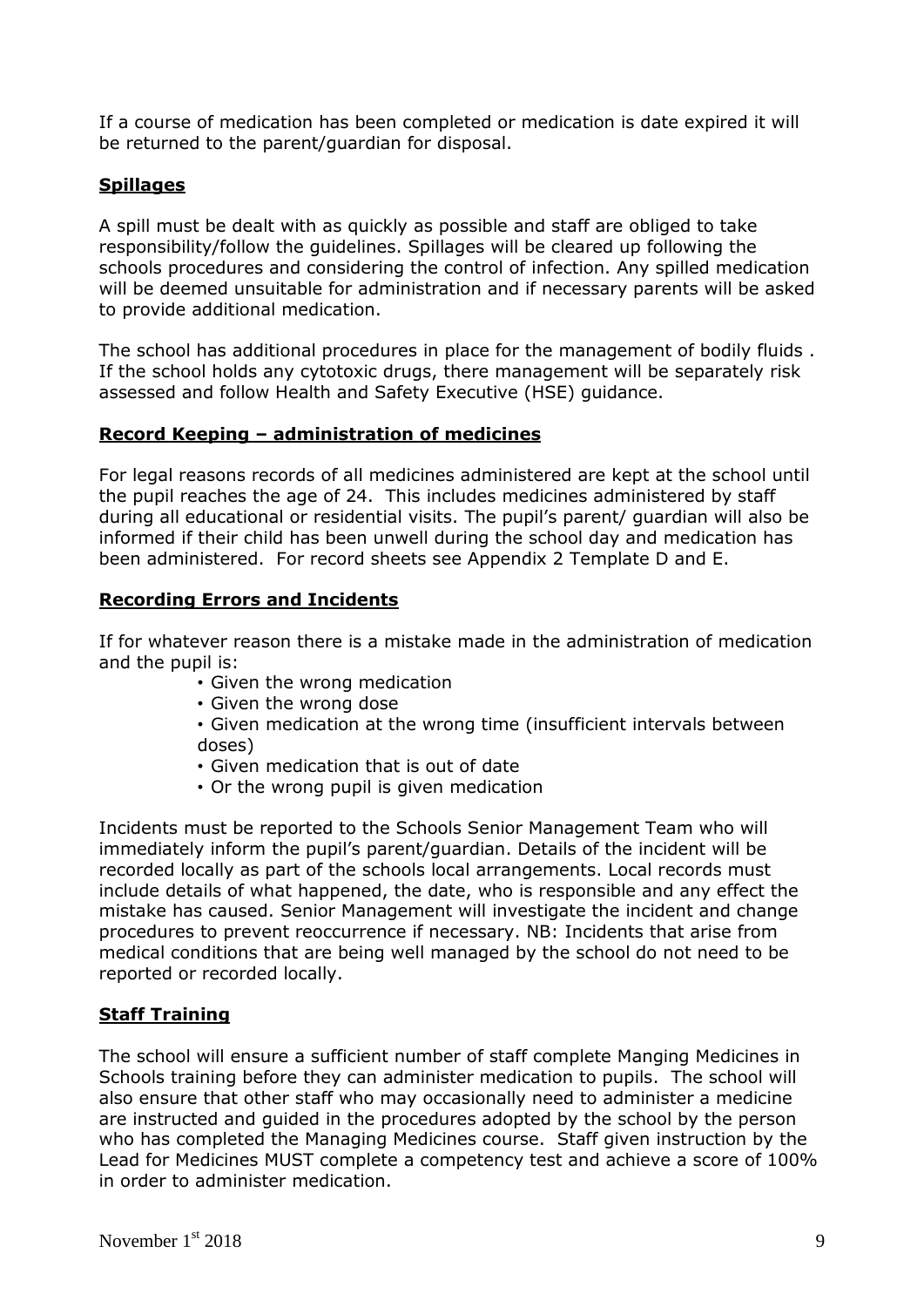If a course of medication has been completed or medication is date expired it will be returned to the parent/guardian for disposal.

## Spillages

A spill must be dealt with as quickly as possible and staff are obliged to take responsibility/follow the guidelines. Spillages will be cleared up following the schools procedures and considering the control of infection. Any spilled medication will be deemed unsuitable for administration and if necessary parents will be asked to provide additional medication.

The school has additional procedures in place for the management of bodily fluids . If the school holds any cytotoxic drugs, there management will be separately risk assessed and follow Health and Safety Executive (HSE) guidance.

## Record Keeping – administration of medicines

For legal reasons records of all medicines administered are kept at the school until the pupil reaches the age of 24. This includes medicines administered by staff during all educational or residential visits. The pupil's parent/ guardian will also be informed if their child has been unwell during the school day and medication has been administered. For record sheets see Appendix 2 Template D and E.

## Recording Errors and Incidents

If for whatever reason there is a mistake made in the administration of medication and the pupil is:

- Given the wrong medication
- Given the wrong dose
- Given medication at the wrong time (insufficient intervals between doses)
- Given medication that is out of date
- Or the wrong pupil is given medication

Incidents must be reported to the Schools Senior Management Team who will immediately inform the pupil's parent/guardian. Details of the incident will be recorded locally as part of the schools local arrangements. Local records must include details of what happened, the date, who is responsible and any effect the mistake has caused. Senior Management will investigate the incident and change procedures to prevent reoccurrence if necessary. NB: Incidents that arise from medical conditions that are being well managed by the school do not need to be reported or recorded locally.

## Staff Training

The school will ensure a sufficient number of staff complete Manging Medicines in Schools training before they can administer medication to pupils. The school will also ensure that other staff who may occasionally need to administer a medicine are instructed and guided in the procedures adopted by the school by the person who has completed the Managing Medicines course. Staff given instruction by the Lead for Medicines MUST complete a competency test and achieve a score of 100% in order to administer medication.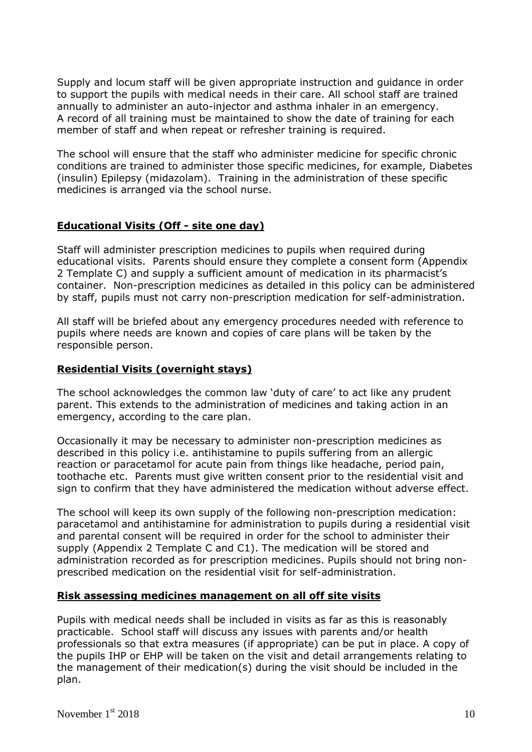Supply and locum staff will be given appropriate instruction and guidance in order to support the pupils with medical needs in their care. All school staff are trained annually to administer an auto-injector and asthma inhaler in an emergency. A record of all training must be maintained to show the date of training for each member of staff and when repeat or refresher training is required.

The school will ensure that the staff who administer medicine for specific chronic conditions are trained to administer those specific medicines, for example, Diabetes (insulin) Epilepsy (midazolam). Training in the administration of these specific medicines is arranged via the school nurse.

## **Educational Visits (Off - site one day)**

Staff will administer prescription medicines to pupils when required during educational visits. Parents should ensure they complete a consent form (Appendix 2 Template C) and supply a sufficient amount of medication in its pharmacist's container. Non-prescription medicines as detailed in this policy can be administered by staff, pupils must not carry non-prescription medication for self-administration.

All staff will be briefed about any emergency procedures needed with reference to pupils where needs are known and copies of care plans will be taken by the responsible person.

## **Residential Visits (overnight stays)**

The school acknowledges the common law 'duty of care' to act like any prudent parent. This extends to the administration of medicines and taking action in an emergency, according to the care plan.

Occasionally it may be necessary to administer non-prescription medicines as described in this policy i.e. antihistamine to pupils suffering from an allergic reaction or paracetamol for acute pain from things like headache, period pain, toothache etc. Parents must give written consent prior to the residential visit and sign to confirm that they have administered the medication without adverse effect.

The school will keep its own supply of the following non-prescription medication: paracetamol and antihistamine for administration to pupils during a residential visit and parental consent will be required in order for the school to administer their supply (Appendix 2 Template C and C1). The medication will be stored and administration recorded as for prescription medicines. Pupils should not bring non-prescribed medication on the residential visit for self-administration.

## **Risk assessing medicines management on all off site visits**

Pupils with medical needs shall be included in visits as far as this is reasonably practicable. School staff will discuss any issues with parents and/or health professionals so that extra measures (if appropriate) can be put in place. A copy of the pupils IHP or EHP will be taken on the visit and detail arrangements relating to the management of their medication(s) during the visit should be included in the plan.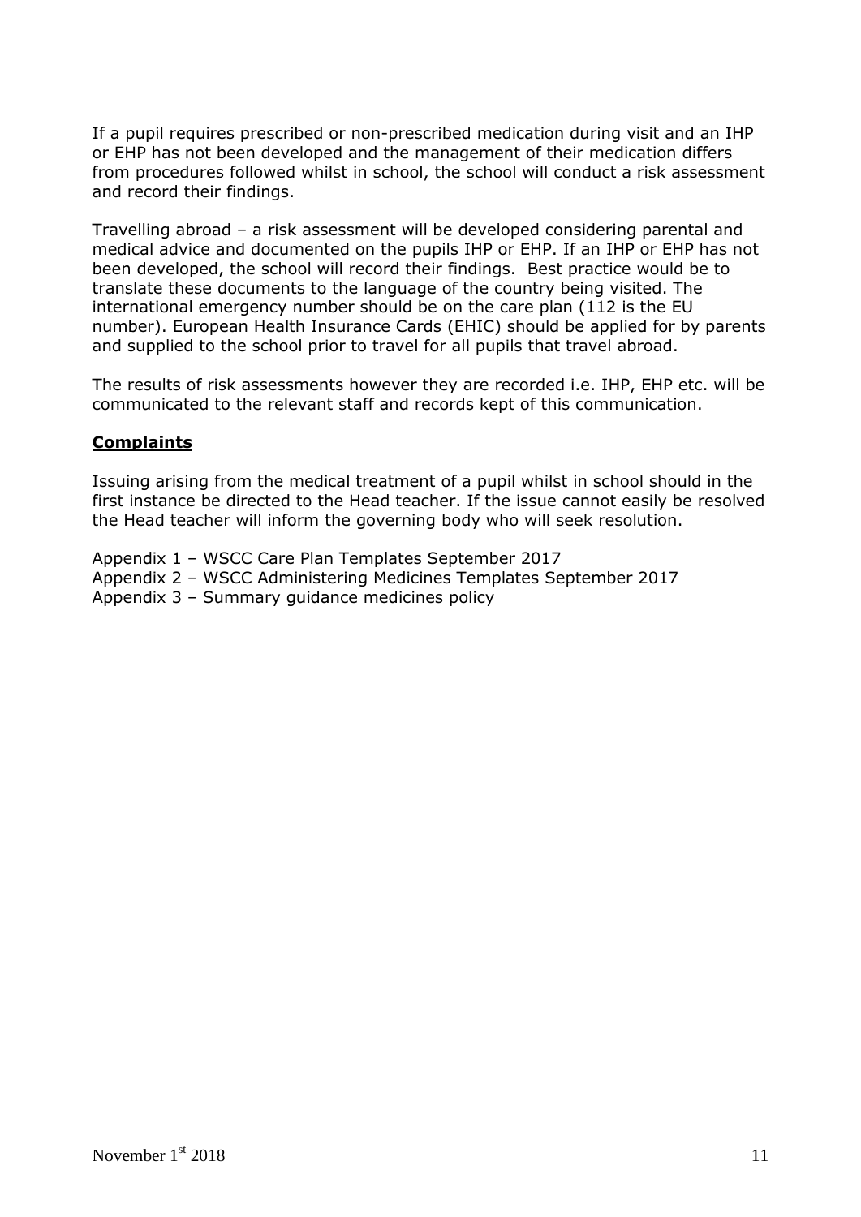If a pupil requires prescribed or non-prescribed medication during visit and an IHP or EHP has not been developed and the management of their medication differs from procedures followed whilst in school, the school will conduct a risk assessment and record their findings.

Travelling abroad – a risk assessment will be developed considering parental and medical advice and documented on the pupils IHP or EHP. If an IHP or EHP has not been developed, the school will record their findings. Best practice would be to translate these documents to the language of the country being visited. The international emergency number should be on the care plan (112 is the EU number). European Health Insurance Cards (EHIC) should be applied for by parents and supplied to the school prior to travel for all pupils that travel abroad.

The results of risk assessments however they are recorded i.e. IHP, EHP etc. will be communicated to the relevant staff and records kept of this communication.

**Complaints**

Issuing arising from the medical treatment of a pupil whilst in school should in the first instance be directed to the Head teacher. If the issue cannot easily be resolved the Head teacher will inform the governing body who will seek resolution.

Appendix 1 – WSCC Care Plan Templates September 2017
Appendix 2 – WSCC Administering Medicines Templates September 2017
Appendix 3 – Summary guidance medicines policy